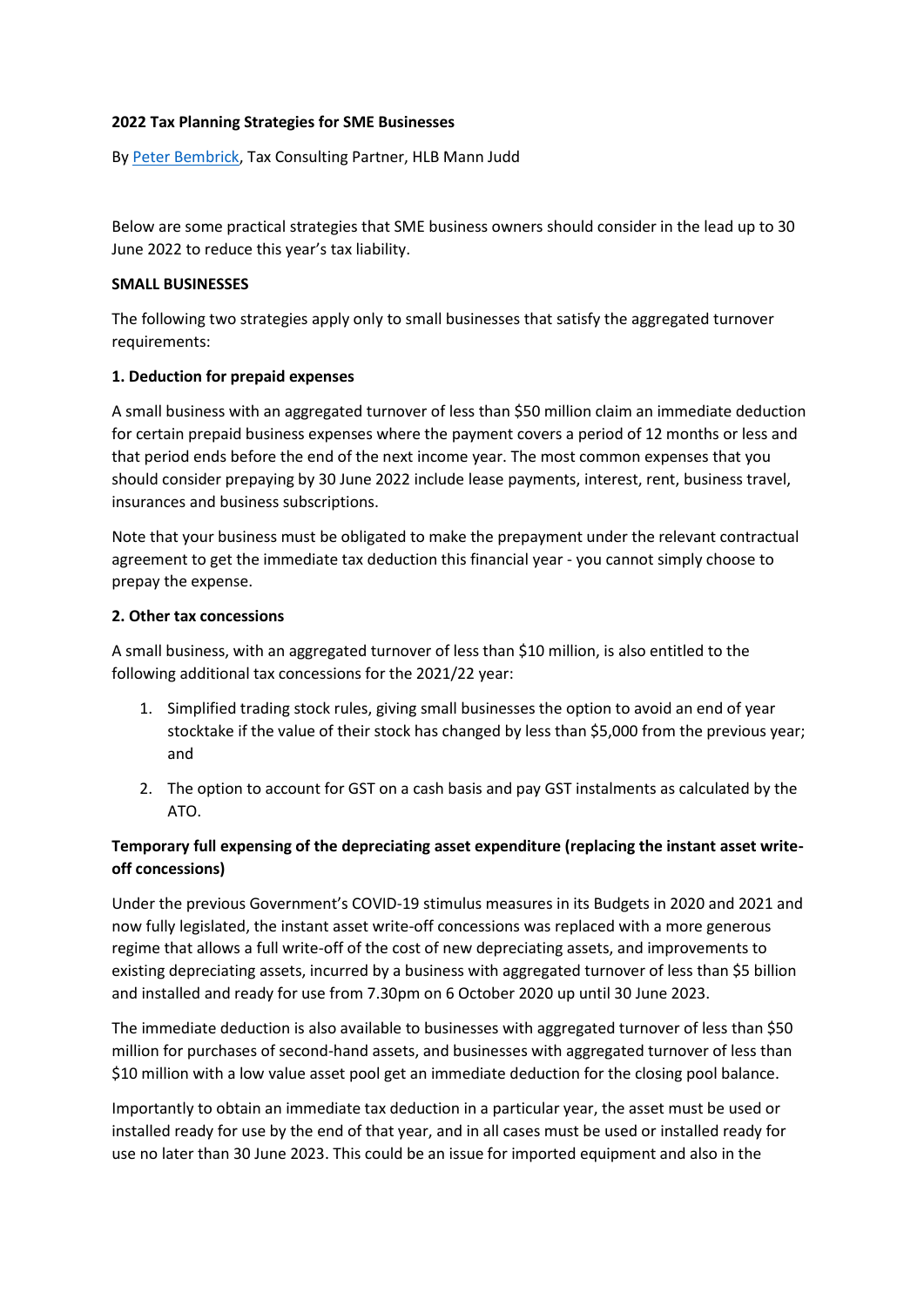**2022 Tax Planning Strategies for SME Businesses**

By [Peter Bembrick](), Tax Consulting Partner, HLB Mann Judd

Below are some practical strategies that SME business owners should consider in the lead up to 30 June 2022 to reduce this year's tax liability.

**SMALL BUSINESSES**

The following two strategies apply only to small businesses that satisfy the aggregated turnover requirements:

**1. Deduction for prepaid expenses**

A small business with an aggregated turnover of less than $50 million claim an immediate deduction for certain prepaid business expenses where the payment covers a period of 12 months or less and that period ends before the end of the next income year. The most common expenses that you should consider prepaying by 30 June 2022 include lease payments, interest, rent, business travel, insurances and business subscriptions.

Note that your business must be obligated to make the prepayment under the relevant contractual agreement to get the immediate tax deduction this financial year - you cannot simply choose to prepay the expense.

**2. Other tax concessions**

A small business, with an aggregated turnover of less than $10 million, is also entitled to the following additional tax concessions for the 2021/22 year:

1. Simplified trading stock rules, giving small businesses the option to avoid an end of year stocktake if the value of their stock has changed by less than $5,000 from the previous year; and
2. The option to account for GST on a cash basis and pay GST instalments as calculated by the ATO.

**Temporary full expensing of the depreciating asset expenditure (replacing the instant asset write-off concessions)**

Under the previous Government's COVID-19 stimulus measures in its Budgets in 2020 and 2021 and now fully legislated, the instant asset write-off concessions was replaced with a more generous regime that allows a full write-off of the cost of new depreciating assets, and improvements to existing depreciating assets, incurred by a business with aggregated turnover of less than $5 billion and installed and ready for use from 7.30pm on 6 October 2020 up until 30 June 2023.

The immediate deduction is also available to businesses with aggregated turnover of less than $50 million for purchases of second-hand assets, and businesses with aggregated turnover of less than $10 million with a low value asset pool get an immediate deduction for the closing pool balance.

Importantly to obtain an immediate tax deduction in a particular year, the asset must be used or installed ready for use by the end of that year, and in all cases must be used or installed ready for use no later than 30 June 2023. This could be an issue for imported equipment and also in the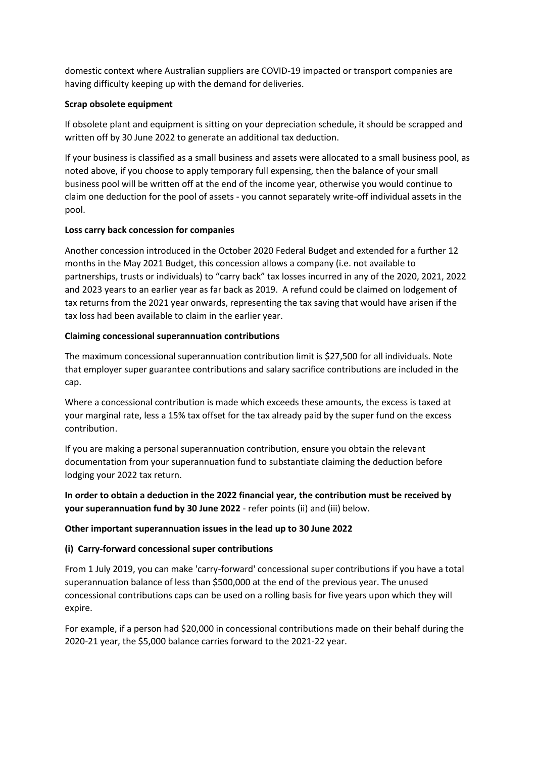domestic context where Australian suppliers are COVID-19 impacted or transport companies are having difficulty keeping up with the demand for deliveries.

**Scrap obsolete equipment**

If obsolete plant and equipment is sitting on your depreciation schedule, it should be scrapped and written off by 30 June 2022 to generate an additional tax deduction.

If your business is classified as a small business and assets were allocated to a small business pool, as noted above, if you choose to apply temporary full expensing, then the balance of your small business pool will be written off at the end of the income year, otherwise you would continue to claim one deduction for the pool of assets - you cannot separately write-off individual assets in the pool.

**Loss carry back concession for companies**

Another concession introduced in the October 2020 Federal Budget and extended for a further 12 months in the May 2021 Budget, this concession allows a company (i.e. not available to partnerships, trusts or individuals) to "carry back" tax losses incurred in any of the 2020, 2021, 2022 and 2023 years to an earlier year as far back as 2019. A refund could be claimed on lodgement of tax returns from the 2021 year onwards, representing the tax saving that would have arisen if the tax loss had been available to claim in the earlier year.

**Claiming concessional superannuation contributions**

The maximum concessional superannuation contribution limit is $27,500 for all individuals. Note that employer super guarantee contributions and salary sacrifice contributions are included in the cap.

Where a concessional contribution is made which exceeds these amounts, the excess is taxed at your marginal rate, less a 15% tax offset for the tax already paid by the super fund on the excess contribution.

If you are making a personal superannuation contribution, ensure you obtain the relevant documentation from your superannuation fund to substantiate claiming the deduction before lodging your 2022 tax return.

**In order to obtain a deduction in the 2022 financial year, the contribution must be received by your superannuation fund by 30 June 2022** - refer points (ii) and (iii) below.

**Other important superannuation issues in the lead up to 30 June 2022**

**(i) Carry-forward concessional super contributions**

From 1 July 2019, you can make 'carry-forward' concessional super contributions if you have a total superannuation balance of less than $500,000 at the end of the previous year. The unused concessional contributions caps can be used on a rolling basis for five years upon which they will expire.

For example, if a person had $20,000 in concessional contributions made on their behalf during the 2020-21 year, the $5,000 balance carries forward to the 2021-22 year.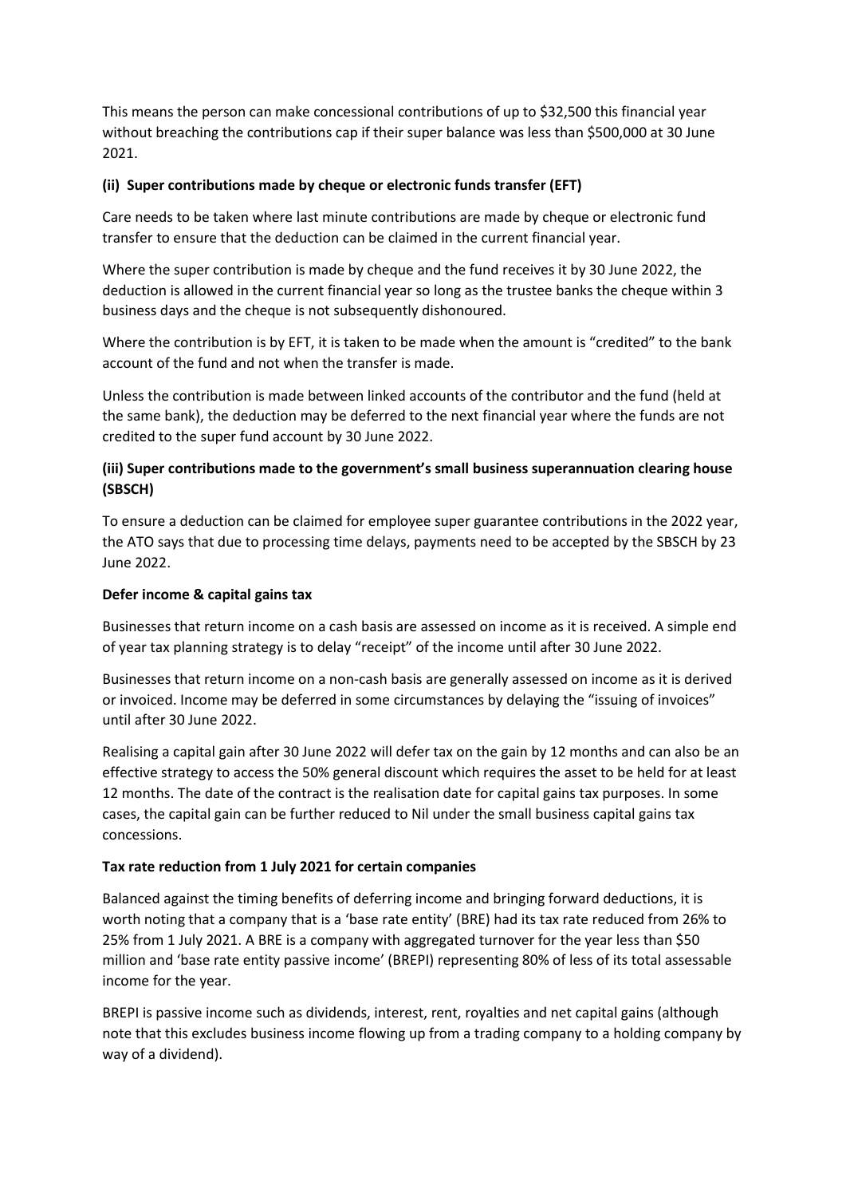This means the person can make concessional contributions of up to $32,500 this financial year without breaching the contributions cap if their super balance was less than $500,000 at 30 June 2021.

### (ii) Super contributions made by cheque or electronic funds transfer (EFT)

Care needs to be taken where last minute contributions are made by cheque or electronic fund transfer to ensure that the deduction can be claimed in the current financial year.

Where the super contribution is made by cheque and the fund receives it by 30 June 2022, the deduction is allowed in the current financial year so long as the trustee banks the cheque within 3 business days and the cheque is not subsequently dishonoured.

Where the contribution is by EFT, it is taken to be made when the amount is "credited" to the bank account of the fund and not when the transfer is made.

Unless the contribution is made between linked accounts of the contributor and the fund (held at the same bank), the deduction may be deferred to the next financial year where the funds are not credited to the super fund account by 30 June 2022.

### (iii) Super contributions made to the government's small business superannuation clearing house (SBSCH)

To ensure a deduction can be claimed for employee super guarantee contributions in the 2022 year, the ATO says that due to processing time delays, payments need to be accepted by the SBSCH by 23 June 2022.

## Defer income & capital gains tax

Businesses that return income on a cash basis are assessed on income as it is received. A simple end of year tax planning strategy is to delay "receipt" of the income until after 30 June 2022.

Businesses that return income on a non-cash basis are generally assessed on income as it is derived or invoiced. Income may be deferred in some circumstances by delaying the "issuing of invoices" until after 30 June 2022.

Realising a capital gain after 30 June 2022 will defer tax on the gain by 12 months and can also be an effective strategy to access the 50% general discount which requires the asset to be held for at least 12 months. The date of the contract is the realisation date for capital gains tax purposes. In some cases, the capital gain can be further reduced to Nil under the small business capital gains tax concessions.

## Tax rate reduction from 1 July 2021 for certain companies

Balanced against the timing benefits of deferring income and bringing forward deductions, it is worth noting that a company that is a 'base rate entity' (BRE) had its tax rate reduced from 26% to 25% from 1 July 2021. A BRE is a company with aggregated turnover for the year less than $50 million and 'base rate entity passive income' (BREPI) representing 80% of less of its total assessable income for the year.

BREPI is passive income such as dividends, interest, rent, royalties and net capital gains (although note that this excludes business income flowing up from a trading company to a holding company by way of a dividend).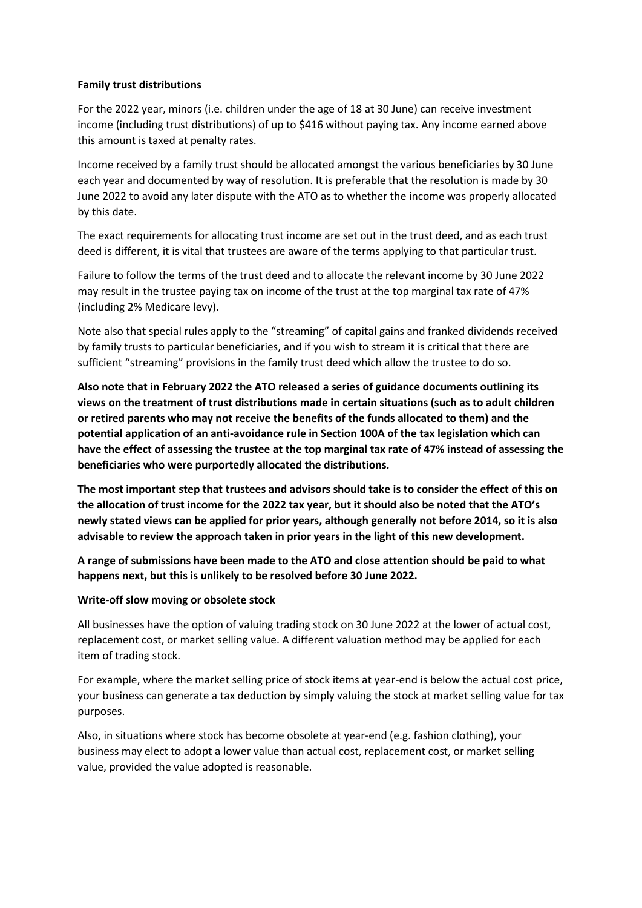**Family trust distributions**

For the 2022 year, minors (i.e. children under the age of 18 at 30 June) can receive investment income (including trust distributions) of up to $416 without paying tax. Any income earned above this amount is taxed at penalty rates.

Income received by a family trust should be allocated amongst the various beneficiaries by 30 June each year and documented by way of resolution. It is preferable that the resolution is made by 30 June 2022 to avoid any later dispute with the ATO as to whether the income was properly allocated by this date.

The exact requirements for allocating trust income are set out in the trust deed, and as each trust deed is different, it is vital that trustees are aware of the terms applying to that particular trust.

Failure to follow the terms of the trust deed and to allocate the relevant income by 30 June 2022 may result in the trustee paying tax on income of the trust at the top marginal tax rate of 47% (including 2% Medicare levy).

Note also that special rules apply to the "streaming" of capital gains and franked dividends received by family trusts to particular beneficiaries, and if you wish to stream it is critical that there are sufficient "streaming" provisions in the family trust deed which allow the trustee to do so.

**Also note that in February 2022 the ATO released a series of guidance documents outlining its views on the treatment of trust distributions made in certain situations (such as to adult children or retired parents who may not receive the benefits of the funds allocated to them) and the potential application of an anti-avoidance rule in Section 100A of the tax legislation which can have the effect of assessing the trustee at the top marginal tax rate of 47% instead of assessing the beneficiaries who were purportedly allocated the distributions.**

**The most important step that trustees and advisors should take is to consider the effect of this on the allocation of trust income for the 2022 tax year, but it should also be noted that the ATO's newly stated views can be applied for prior years, although generally not before 2014, so it is also advisable to review the approach taken in prior years in the light of this new development.**

**A range of submissions have been made to the ATO and close attention should be paid to what happens next, but this is unlikely to be resolved before 30 June 2022.**

**Write-off slow moving or obsolete stock**

All businesses have the option of valuing trading stock on 30 June 2022 at the lower of actual cost, replacement cost, or market selling value. A different valuation method may be applied for each item of trading stock.

For example, where the market selling price of stock items at year-end is below the actual cost price, your business can generate a tax deduction by simply valuing the stock at market selling value for tax purposes.

Also, in situations where stock has become obsolete at year-end (e.g. fashion clothing), your business may elect to adopt a lower value than actual cost, replacement cost, or market selling value, provided the value adopted is reasonable.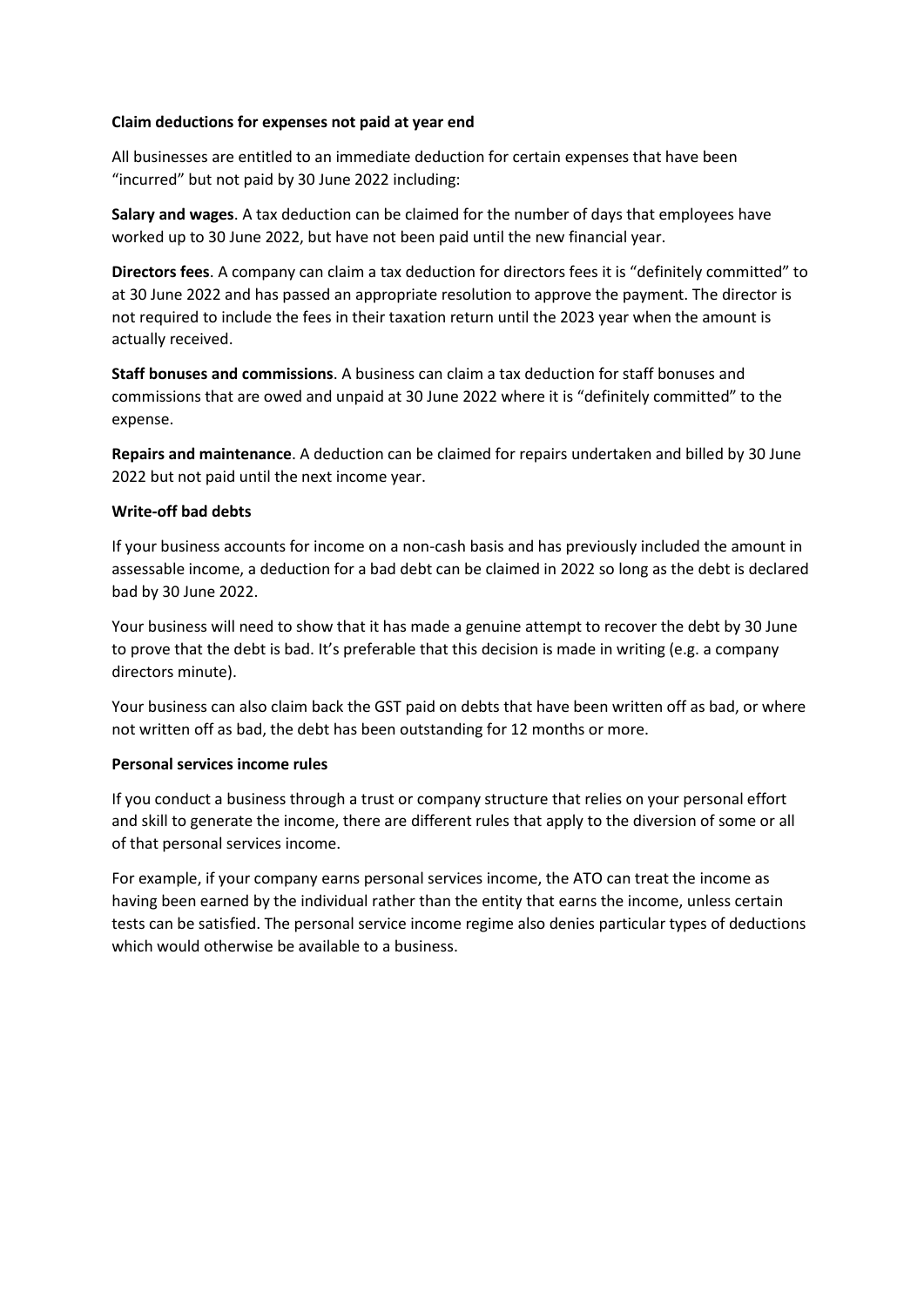**Claim deductions for expenses not paid at year end**

All businesses are entitled to an immediate deduction for certain expenses that have been "incurred" but not paid by 30 June 2022 including:

**Salary and wages**. A tax deduction can be claimed for the number of days that employees have worked up to 30 June 2022, but have not been paid until the new financial year.

**Directors fees**. A company can claim a tax deduction for directors fees it is "definitely committed" to at 30 June 2022 and has passed an appropriate resolution to approve the payment. The director is not required to include the fees in their taxation return until the 2023 year when the amount is actually received.

**Staff bonuses and commissions**. A business can claim a tax deduction for staff bonuses and commissions that are owed and unpaid at 30 June 2022 where it is "definitely committed" to the expense.

**Repairs and maintenance**. A deduction can be claimed for repairs undertaken and billed by 30 June 2022 but not paid until the next income year.

**Write-off bad debts**

If your business accounts for income on a non-cash basis and has previously included the amount in assessable income, a deduction for a bad debt can be claimed in 2022 so long as the debt is declared bad by 30 June 2022.

Your business will need to show that it has made a genuine attempt to recover the debt by 30 June to prove that the debt is bad. It's preferable that this decision is made in writing (e.g. a company directors minute).

Your business can also claim back the GST paid on debts that have been written off as bad, or where not written off as bad, the debt has been outstanding for 12 months or more.

**Personal services income rules**

If you conduct a business through a trust or company structure that relies on your personal effort and skill to generate the income, there are different rules that apply to the diversion of some or all of that personal services income.

For example, if your company earns personal services income, the ATO can treat the income as having been earned by the individual rather than the entity that earns the income, unless certain tests can be satisfied. The personal service income regime also denies particular types of deductions which would otherwise be available to a business.